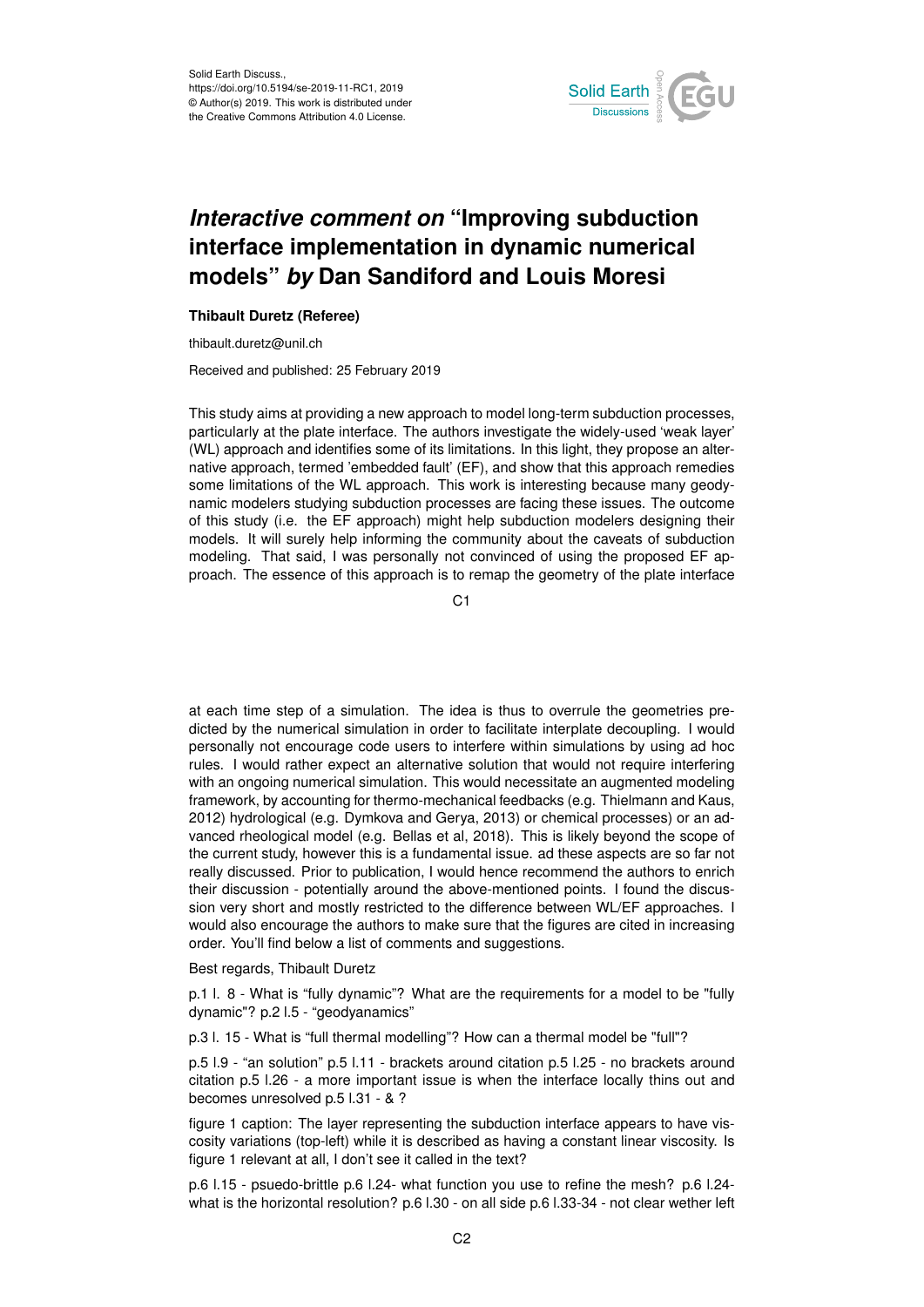Solid Earth Discuss.,
https://doi.org/10.5194/se-2019-11-RC1, 2019
© Author(s) 2019. This work is distributed under
the Creative Commons Attribution 4.0 License.

# *Interactive comment on* "Improving subduction interface implementation in dynamic numerical models" *by* Dan Sandiford and Louis Moresi

**Thibault Duretz (Referee)**

thibault.duretz@unil.ch

Received and published: 25 February 2019

This study aims at providing a new approach to model long-term subduction processes, particularly at the plate interface. The authors investigate the widely-used 'weak layer' (WL) approach and identifies some of its limitations. In this light, they propose an alternative approach, termed 'embedded fault' (EF), and show that this approach remedies some limitations of the WL approach. This work is interesting because many geodynamic modelers studying subduction processes are facing these issues. The outcome of this study (i.e. the EF approach) might help subduction modelers designing their models. It will surely help informing the community about the caveats of subduction modeling. That said, I was personally not convinced of using the proposed EF approach. The essence of this approach is to remap the geometry of the plate interface at each time step of a simulation. The idea is thus to overrule the geometries predicted by the numerical simulation in order to facilitate interplate decoupling. I would personally not encourage code users to interfere within simulations by using ad hoc rules. I would rather expect an alternative solution that would not require interfering with an ongoing numerical simulation. This would necessitate an augmented modeling framework, by accounting for thermo-mechanical feedbacks (e.g. Thielmann and Kaus, 2012) hydrological (e.g. Dymkova and Gerya, 2013) or chemical processes) or an advanced rheological model (e.g. Bellas et al, 2018). This is likely beyond the scope of the current study, however this is a fundamental issue. ad these aspects are so far not really discussed. Prior to publication, I would hence recommend the authors to enrich their discussion - potentially around the above-mentioned points. I found the discussion very short and mostly restricted to the difference between WL/EF approaches. I would also encourage the authors to make sure that the figures are cited in increasing order. You'll find below a list of comments and suggestions.

Best regards, Thibault Duretz

p.1 l. 8 - What is "fully dynamic"? What are the requirements for a model to be "fully dynamic"? p.2 l.5 - "geodyanamics"

p.3 l. 15 - What is "full thermal modelling"? How can a thermal model be "full"?

p.5 l.9 - "an solution" p.5 l.11 - brackets around citation p.5 l.25 - no brackets around citation p.5 l.26 - a more important issue is when the interface locally thins out and becomes unresolved p.5 l.31 - & ?

figure 1 caption: The layer representing the subduction interface appears to have viscosity variations (top-left) while it is described as having a constant linear viscosity. Is figure 1 relevant at all, I don't see it called in the text?

p.6 l.15 - psuedo-brittle p.6 l.24- what function you use to refine the mesh? p.6 l.24- what is the horizontal resolution? p.6 l.30 - on all side p.6 l.33-34 - not clear wether left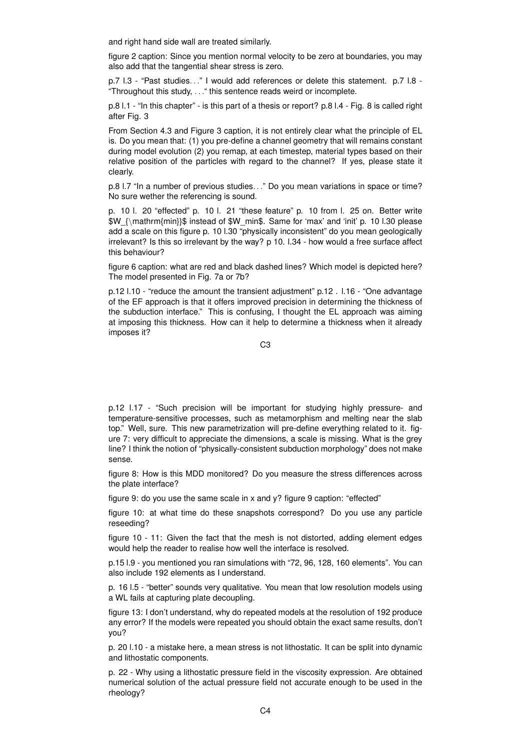and right hand side wall are treated similarly.

figure 2 caption: Since you mention normal velocity to be zero at boundaries, you may also add that the tangential shear stress is zero.

p.7 l.3 - “Past studies. . .” I would add references or delete this statement. p.7 l.8 - “Throughout this study, . . .“ this sentence reads weird or incomplete.

p.8 l.1 - “In this chapter” - is this part of a thesis or report? p.8 l.4 - Fig. 8 is called right after Fig. 3

From Section 4.3 and Figure 3 caption, it is not entirely clear what the principle of EL is. Do you mean that: (1) you pre-define a channel geometry that will remains constant during model evolution (2) you remap, at each timestep, material types based on their relative position of the particles with regard to the channel? If yes, please state it clearly.

p.8 l.7 “In a number of previous studies. . .” Do you mean variations in space or time? No sure wether the referencing is sound.

p. 10 l. 20 “effected” p. 10 l. 21 “these feature” p. 10 from l. 25 on. Better write $W_{\mathrm{min}}$ instead of $W_min$. Same for ‘max’ and ‘init’ p. 10 l.30 please add a scale on this figure p. 10 l.30 “physically inconsistent” do you mean geologically irrelevant? Is this so irrelevant by the way? p 10. l.34 - how would a free surface affect this behaviour?

figure 6 caption: what are red and black dashed lines? Which model is depicted here? The model presented in Fig. 7a or 7b?

p.12 l.10 - “reduce the amount the transient adjustment” p.12 . l.16 - “One advantage of the EF approach is that it offers improved precision in determining the thickness of the subduction interface.” This is confusing, I thought the EL approach was aiming at imposing this thickness. How can it help to determine a thickness when it already imposes it?

p.12 l.17 - “Such precision will be important for studying highly pressure- and temperature-sensitive processes, such as metamorphism and melting near the slab top.” Well, sure. This new parametrization will pre-define everything related to it. figure 7: very difficult to appreciate the dimensions, a scale is missing. What is the grey line? I think the notion of “physically-consistent subduction morphology” does not make sense.

figure 8: How is this MDD monitored? Do you measure the stress differences across the plate interface?

figure 9: do you use the same scale in x and y? figure 9 caption: “effected”

figure 10: at what time do these snapshots correspond? Do you use any particle reseeding?

figure 10 - 11: Given the fact that the mesh is not distorted, adding element edges would help the reader to realise how well the interface is resolved.

p.15 l.9 - you mentioned you ran simulations with “72, 96, 128, 160 elements”. You can also include 192 elements as I understand.

p. 16 l.5 - “better” sounds very qualitative. You mean that low resolution models using a WL fails at capturing plate decoupling.

figure 13: I don’t understand, why do repeated models at the resolution of 192 produce any error? If the models were repeated you should obtain the exact same results, don’t you?

p. 20 l.10 - a mistake here, a mean stress is not lithostatic. It can be split into dynamic and lithostatic components.

p. 22 - Why using a lithostatic pressure field in the viscosity expression. Are obtained numerical solution of the actual pressure field not accurate enough to be used in the rheology?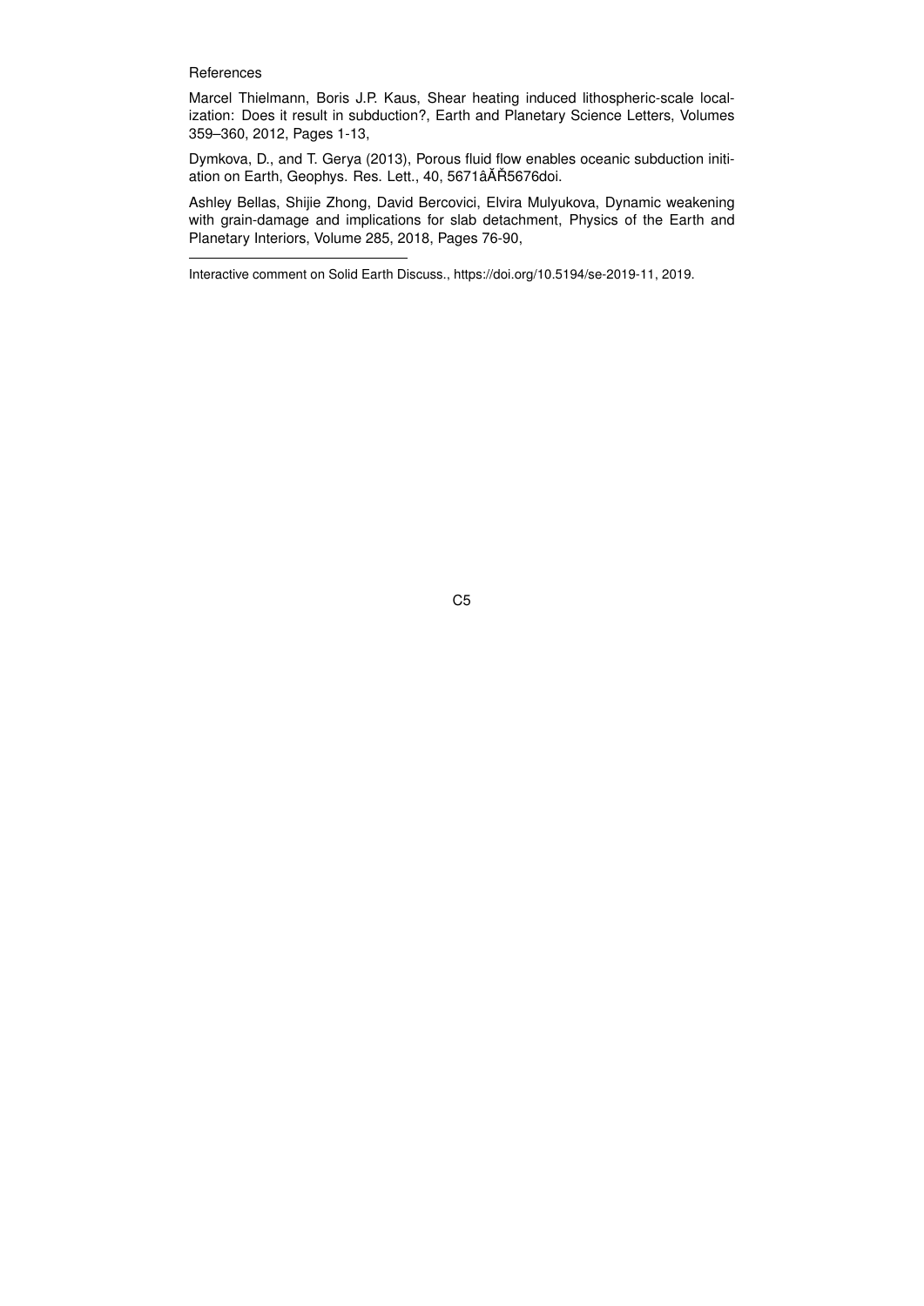References

Marcel Thielmann, Boris J.P. Kaus, Shear heating induced lithospheric-scale localization: Does it result in subduction?, Earth and Planetary Science Letters, Volumes 359–360, 2012, Pages 1-13,

Dymkova, D., and T. Gerya (2013), Porous fluid flow enables oceanic subduction initiation on Earth, Geophys. Res. Lett., 40, 5671âĂŘ5676doi.

Ashley Bellas, Shijie Zhong, David Bercovici, Elvira Mulyukova, Dynamic weakening with grain-damage and implications for slab detachment, Physics of the Earth and Planetary Interiors, Volume 285, 2018, Pages 76-90,

---

Interactive comment on Solid Earth Discuss., https://doi.org/10.5194/se-2019-11, 2019.